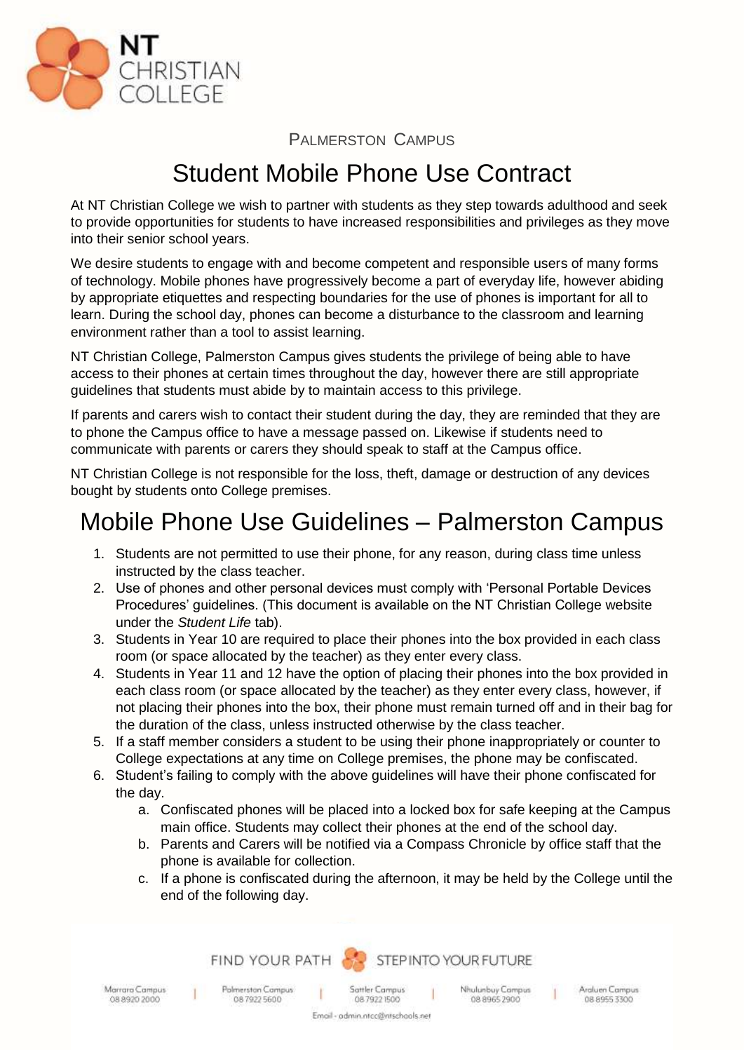NT CHRISTIAN COLLEGE

PALMERSTON CAMPUS

# Student Mobile Phone Use Contract

At NT Christian College we wish to partner with students as they step towards adulthood and seek to provide opportunities for students to have increased responsibilities and privileges as they move into their senior school years.

We desire students to engage with and become competent and responsible users of many forms of technology. Mobile phones have progressively become a part of everyday life, however abiding by appropriate etiquettes and respecting boundaries for the use of phones is important for all to learn. During the school day, phones can become a disturbance to the classroom and learning environment rather than a tool to assist learning.

NT Christian College, Palmerston Campus gives students the privilege of being able to have access to their phones at certain times throughout the day, however there are still appropriate guidelines that students must abide by to maintain access to this privilege.

If parents and carers wish to contact their student during the day, they are reminded that they are to phone the Campus office to have a message passed on. Likewise if students need to communicate with parents or carers they should speak to staff at the Campus office.

NT Christian College is not responsible for the loss, theft, damage or destruction of any devices bought by students onto College premises.

# Mobile Phone Use Guidelines – Palmerston Campus

1. Students are not permitted to use their phone, for any reason, during class time unless instructed by the class teacher.
2. Use of phones and other personal devices must comply with 'Personal Portable Devices Procedures' guidelines. (This document is available on the NT Christian College website under the *Student Life* tab).
3. Students in Year 10 are required to place their phones into the box provided in each class room (or space allocated by the teacher) as they enter every class.
4. Students in Year 11 and 12 have the option of placing their phones into the box provided in each class room (or space allocated by the teacher) as they enter every class, however, if not placing their phones into the box, their phone must remain turned off and in their bag for the duration of the class, unless instructed otherwise by the class teacher.
5. If a staff member considers a student to be using their phone inappropriately or counter to College expectations at any time on College premises, the phone may be confiscated.
6. Student's failing to comply with the above guidelines will have their phone confiscated for the day.
   a. Confiscated phones will be placed into a locked box for safe keeping at the Campus main office. Students may collect their phones at the end of the school day.
   b. Parents and Carers will be notified via a Compass Chronicle by office staff that the phone is available for collection.
   c. If a phone is confiscated during the afternoon, it may be held by the College until the end of the following day.

FIND YOUR PATH STEP INTO YOUR FUTURE

Marrara Campus 08 8920 2000 | Palmerston Campus 08 7922 5600 | Sattler Campus 08 7922 1500 | Nhulunbuy Campus 08 8965 2900 | Araluen Campus 08 8955 3300

Email - admin.ntcc@ntschools.net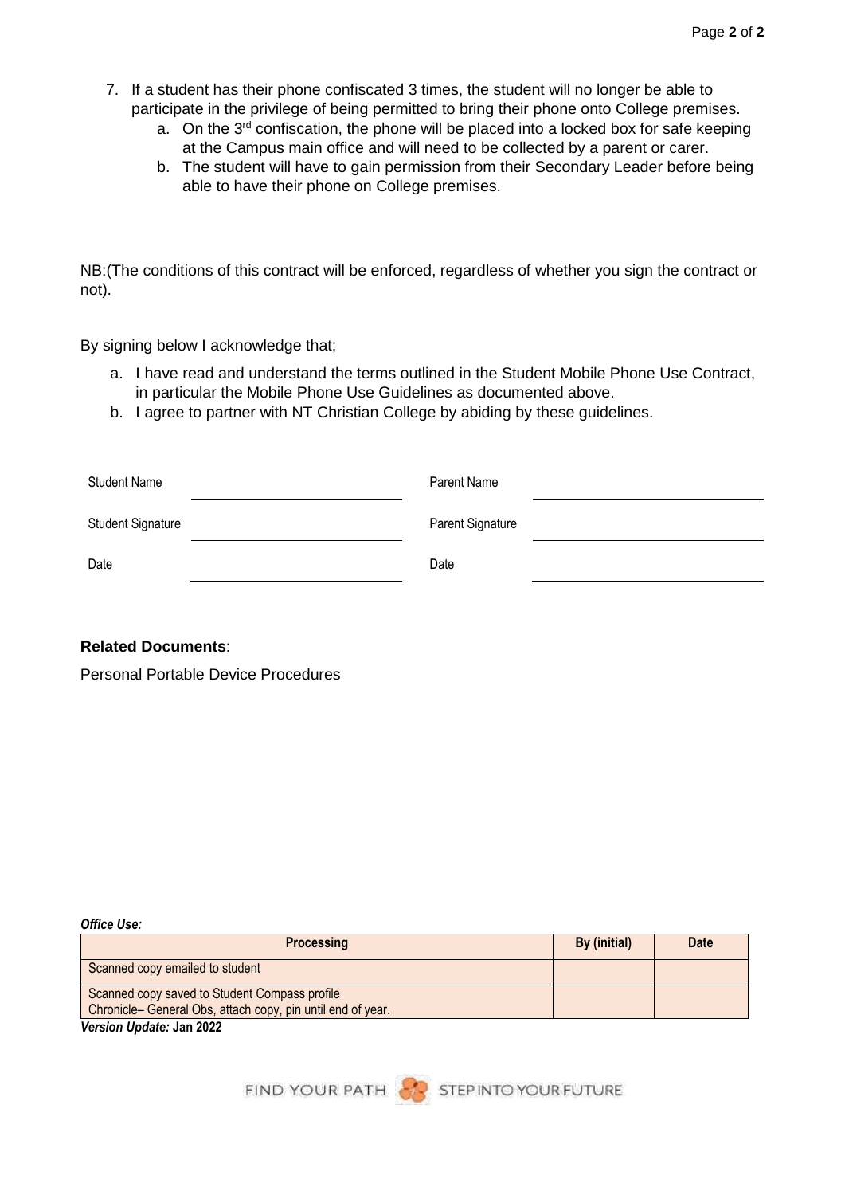7. If a student has their phone confiscated 3 times, the student will no longer be able to participate in the privilege of being permitted to bring their phone onto College premises.
   a. On the 3rd confiscation, the phone will be placed into a locked box for safe keeping at the Campus main office and will need to be collected by a parent or carer.
   b. The student will have to gain permission from their Secondary Leader before being able to have their phone on College premises.

NB:(The conditions of this contract will be enforced, regardless of whether you sign the contract or not).

By signing below I acknowledge that;

a. I have read and understand the terms outlined in the Student Mobile Phone Use Contract, in particular the Mobile Phone Use Guidelines as documented above.
b. I agree to partner with NT Christian College by abiding by these guidelines.

| | | | |
|---|---|---|---|
| Student Name | | Parent Name | |
| Student Signature | | Parent Signature | |
| Date | | Date | |

**Related Documents**:

Personal Portable Device Procedures

***Office Use:***

| Processing | By (initial) | Date |
|---|---|---|
| Scanned copy emailed to student | | |
| Scanned copy saved to Student Compass profile<br>Chronicle– General Obs, attach copy, pin until end of year. | | |

***Version Update:*** **Jan 2022**

FIND YOUR PATH STEP INTO YOUR FUTURE